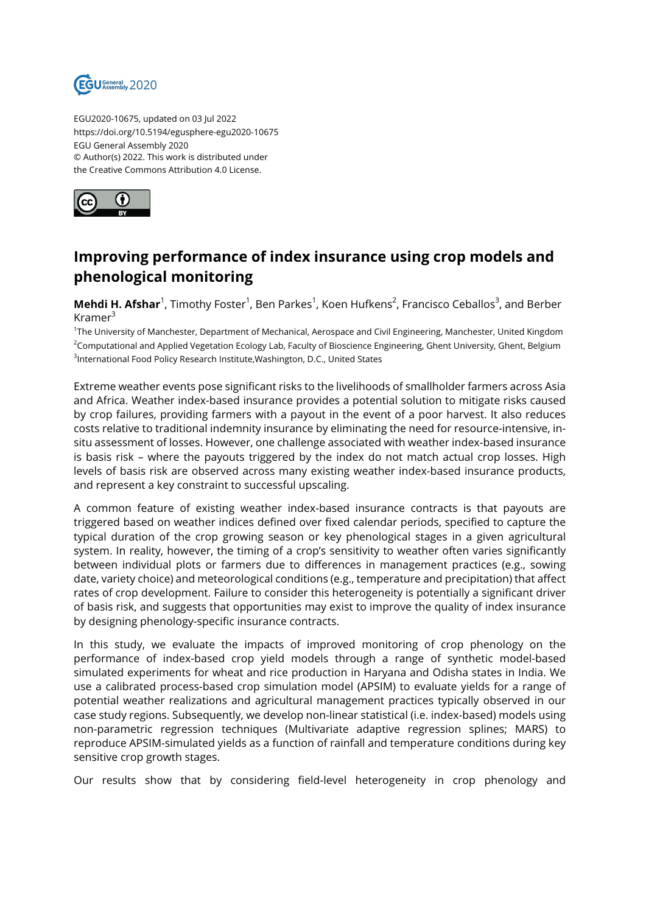EGU2020-10675, updated on 03 Jul 2022
https://doi.org/10.5194/egusphere-egu2020-10675
EGU General Assembly 2020
© Author(s) 2022. This work is distributed under
the Creative Commons Attribution 4.0 License.

# Improving performance of index insurance using crop models and phenological monitoring

**Mehdi H. Afshar**[1], Timothy Foster[1], Ben Parkes[1], Koen Hufkens[2], Francisco Ceballos[3], and Berber Kramer[3]

[1]The University of Manchester, Department of Mechanical, Aerospace and Civil Engineering, Manchester, United Kingdom
[2]Computational and Applied Vegetation Ecology Lab, Faculty of Bioscience Engineering, Ghent University, Ghent, Belgium
[3]International Food Policy Research Institute,Washington, D.C., United States

Extreme weather events pose significant risks to the livelihoods of smallholder farmers across Asia and Africa. Weather index-based insurance provides a potential solution to mitigate risks caused by crop failures, providing farmers with a payout in the event of a poor harvest. It also reduces costs relative to traditional indemnity insurance by eliminating the need for resource-intensive, in-situ assessment of losses. However, one challenge associated with weather index-based insurance is basis risk – where the payouts triggered by the index do not match actual crop losses. High levels of basis risk are observed across many existing weather index-based insurance products, and represent a key constraint to successful upscaling.

A common feature of existing weather index-based insurance contracts is that payouts are triggered based on weather indices defined over fixed calendar periods, specified to capture the typical duration of the crop growing season or key phenological stages in a given agricultural system. In reality, however, the timing of a crop's sensitivity to weather often varies significantly between individual plots or farmers due to differences in management practices (e.g., sowing date, variety choice) and meteorological conditions (e.g., temperature and precipitation) that affect rates of crop development. Failure to consider this heterogeneity is potentially a significant driver of basis risk, and suggests that opportunities may exist to improve the quality of index insurance by designing phenology-specific insurance contracts.

In this study, we evaluate the impacts of improved monitoring of crop phenology on the performance of index-based crop yield models through a range of synthetic model-based simulated experiments for wheat and rice production in Haryana and Odisha states in India. We use a calibrated process-based crop simulation model (APSIM) to evaluate yields for a range of potential weather realizations and agricultural management practices typically observed in our case study regions. Subsequently, we develop non-linear statistical (i.e. index-based) models using non-parametric regression techniques (Multivariate adaptive regression splines; MARS) to reproduce APSIM-simulated yields as a function of rainfall and temperature conditions during key sensitive crop growth stages.

Our results show that by considering field-level heterogeneity in crop phenology and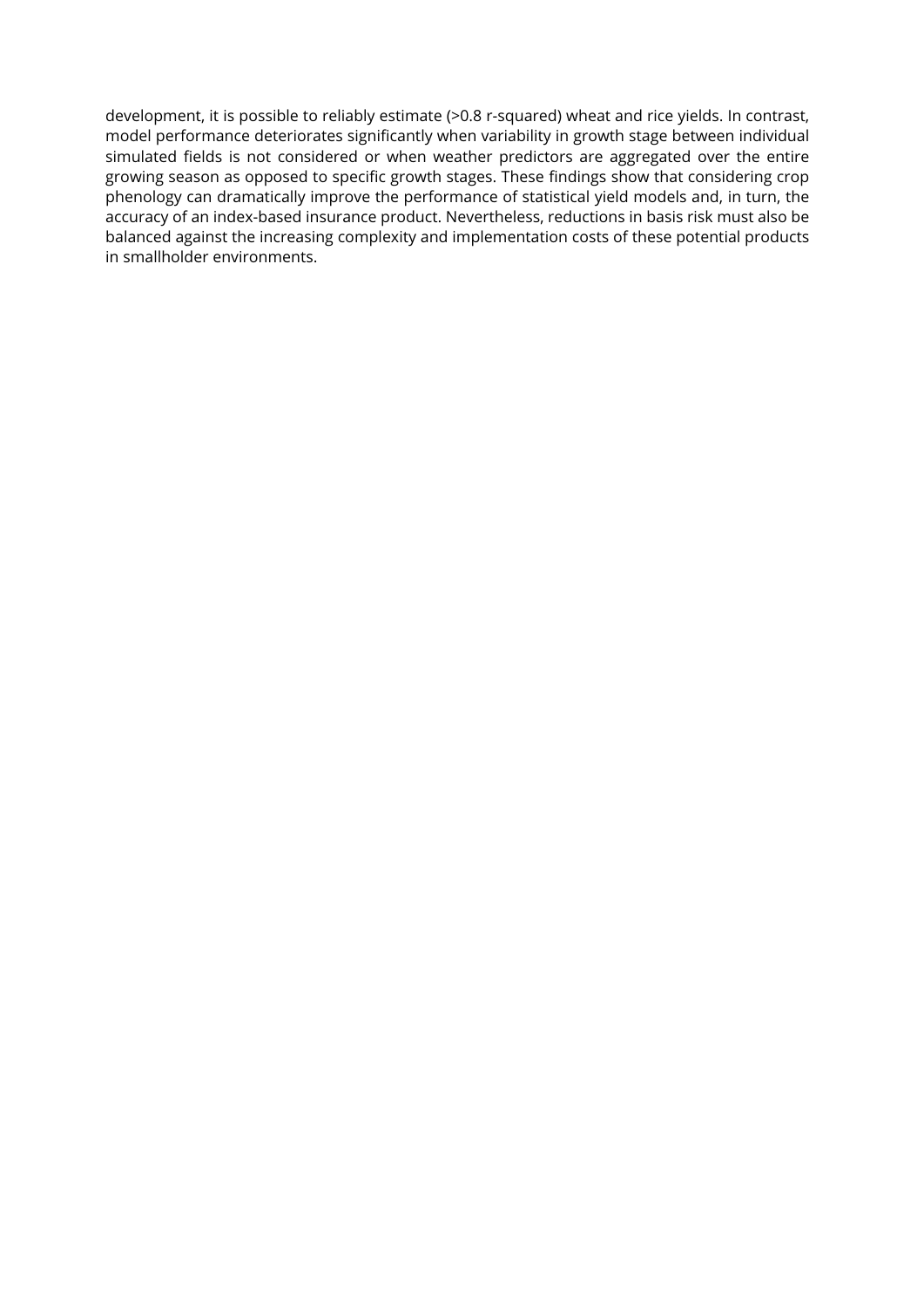development, it is possible to reliably estimate (>0.8 r-squared) wheat and rice yields. In contrast, model performance deteriorates significantly when variability in growth stage between individual simulated fields is not considered or when weather predictors are aggregated over the entire growing season as opposed to specific growth stages. These findings show that considering crop phenology can dramatically improve the performance of statistical yield models and, in turn, the accuracy of an index-based insurance product. Nevertheless, reductions in basis risk must also be balanced against the increasing complexity and implementation costs of these potential products in smallholder environments.